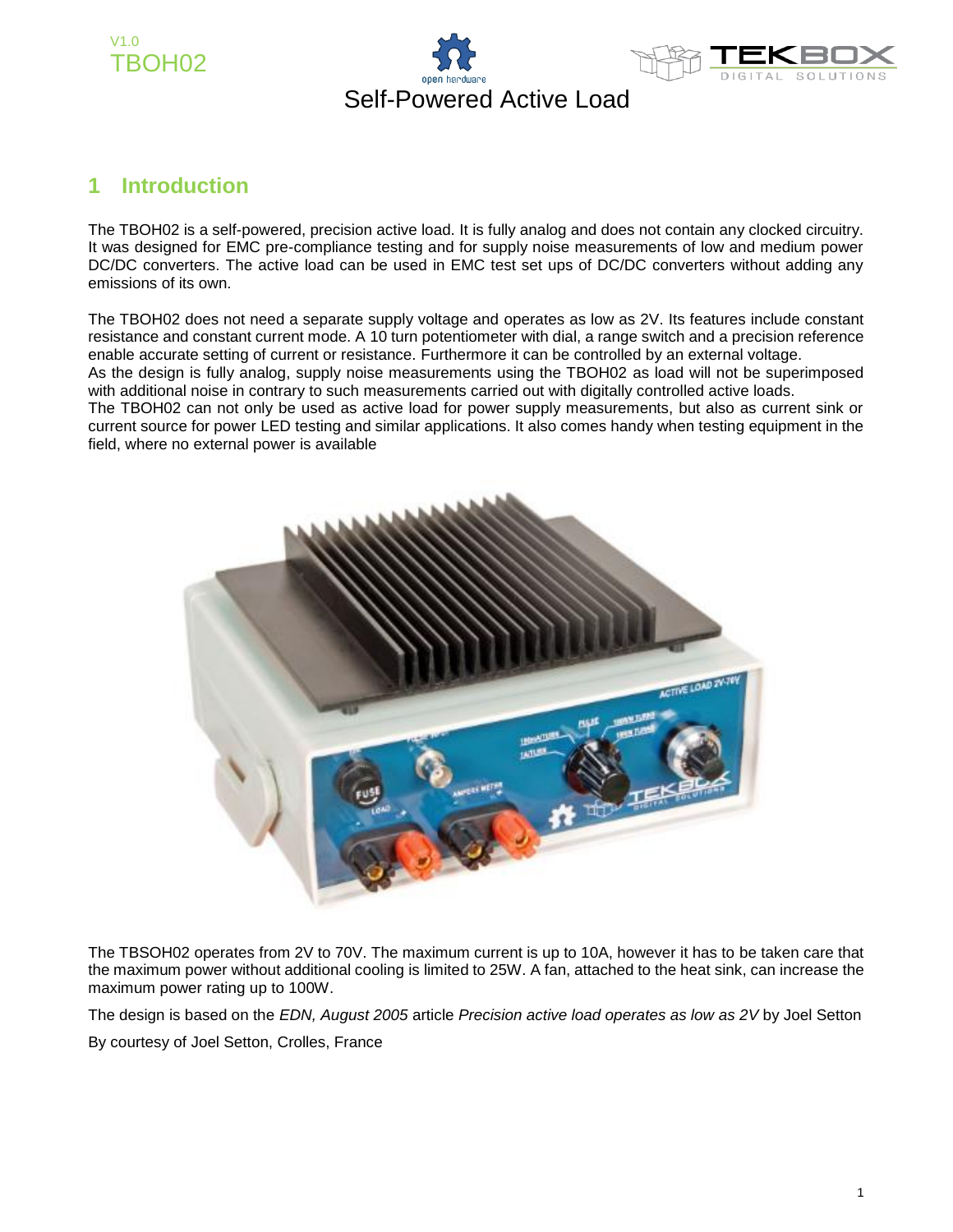V1.0
TBOH02

Self-Powered Active Load

# 1 Introduction

The TBOH02 is a self-powered, precision active load. It is fully analog and does not contain any clocked circuitry. It was designed for EMC pre-compliance testing and for supply noise measurements of low and medium power DC/DC converters. The active load can be used in EMC test set ups of DC/DC converters without adding any emissions of its own.

The TBOH02 does not need a separate supply voltage and operates as low as 2V. Its features include constant resistance and constant current mode. A 10 turn potentiometer with dial, a range switch and a precision reference enable accurate setting of current or resistance. Furthermore it can be controlled by an external voltage.
As the design is fully analog, supply noise measurements using the TBOH02 as load will not be superimposed with additional noise in contrary to such measurements carried out with digitally controlled active loads.
The TBOH02 can not only be used as active load for power supply measurements, but also as current sink or current source for power LED testing and similar applications. It also comes handy when testing equipment in the field, where no external power is available

The TBSOH02 operates from 2V to 70V. The maximum current is up to 10A, however it has to be taken care that the maximum power without additional cooling is limited to 25W. A fan, attached to the heat sink, can increase the maximum power rating up to 100W.

The design is based on the *EDN, August 2005* article *Precision active load operates as low as 2V* by Joel Setton

By courtesy of Joel Setton, Crolles, France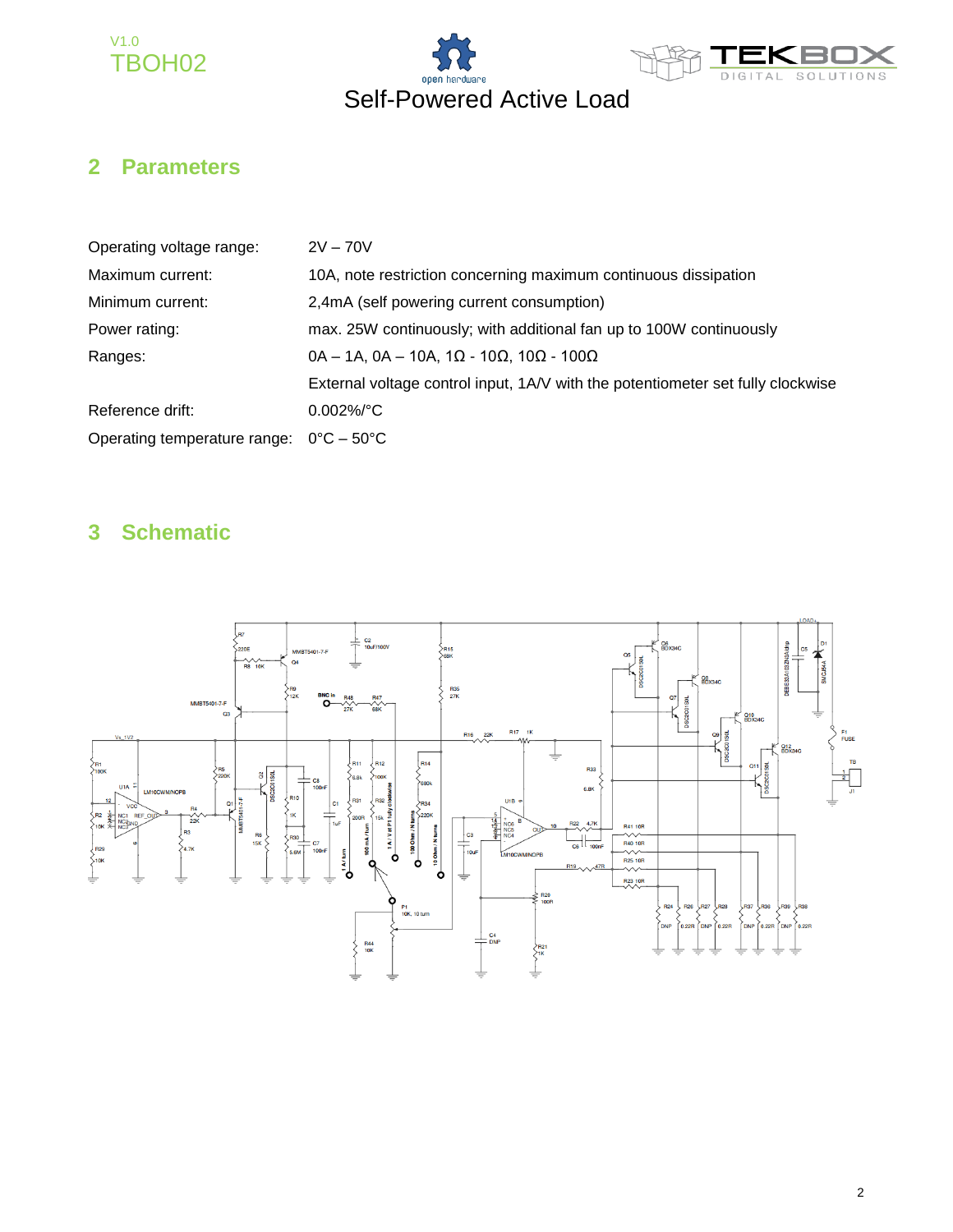## 2 Parameters

| | |
|---|---|
| Operating voltage range: | 2V – 70V |
| Maximum current: | 10A, note restriction concerning maximum continuous dissipation |
| Minimum current: | 2,4mA (self powering current consumption) |
| Power rating: | max. 25W continuously; with additional fan up to 100W continuously |
| Ranges: | 0A – 1A, 0A – 10A, 1Ω - 10Ω, 10Ω - 100Ω |
| | External voltage control input, 1A/V with the potentiometer set fully clockwise |
| Reference drift: | 0.002%/°C |
| Operating temperature range: | 0°C – 50°C |

## 3 Schematic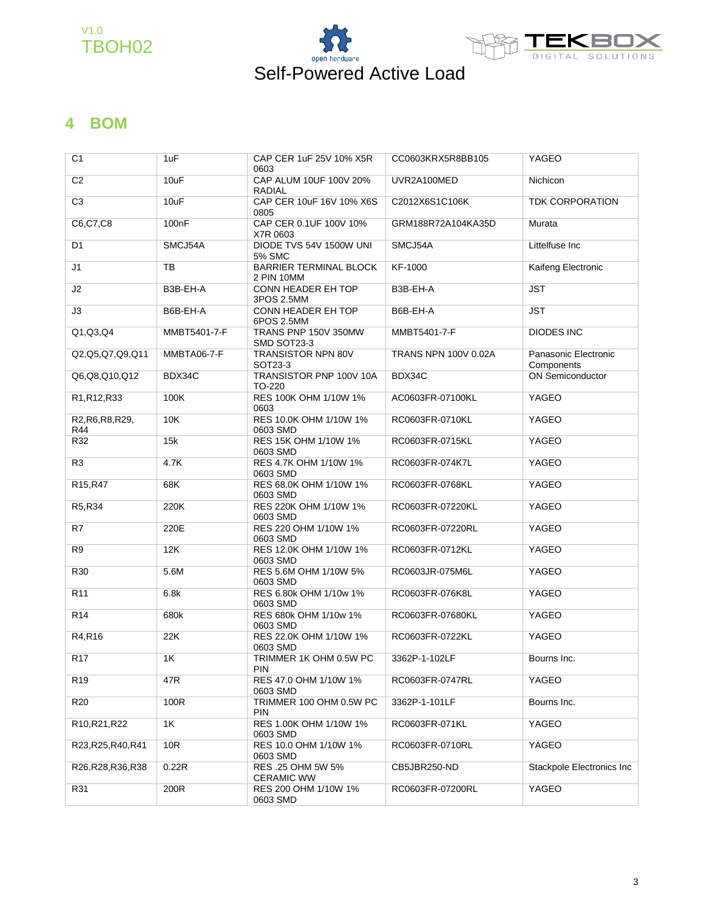## 4 BOM

| | | | | |
|---|---|---|---|---|
| C1 | 1uF | CAP CER 1uF 25V 10% X5R 0603 | CC0603KRX5R8BB105 | YAGEO |
| C2 | 10uF | CAP ALUM 10UF 100V 20% RADIAL | UVR2A100MED | Nichicon |
| C3 | 10uF | CAP CER 10uF 16V 10% X6S 0805 | C2012X6S1C106K | TDK CORPORATION |
| C6,C7,C8 | 100nF | CAP CER 0.1UF 100V 10% X7R 0603 | GRM188R72A104KA35D | Murata |
| D1 | SMCJ54A | DIODE TVS 54V 1500W UNI 5% SMC | SMCJ54A | Littelfuse Inc |
| J1 | TB | BARRIER TERMINAL BLOCK 2 PIN 10MM | KF-1000 | Kaifeng Electronic |
| J2 | B3B-EH-A | CONN HEADER EH TOP 3POS 2.5MM | B3B-EH-A | JST |
| J3 | B6B-EH-A | CONN HEADER EH TOP 6POS 2.5MM | B6B-EH-A | JST |
| Q1,Q3,Q4 | MMBT5401-7-F | TRANS PNP 150V 350MW SMD SOT23-3 | MMBT5401-7-F | DIODES INC |
| Q2,Q5,Q7,Q9,Q11 | MMBTA06-7-F | TRANSISTOR NPN 80V SOT23-3 | TRANS NPN 100V 0.02A | Panasonic Electronic Components |
| Q6,Q8,Q10,Q12 | BDX34C | TRANSISTOR PNP 100V 10A TO-220 | BDX34C | ON Semiconductor |
| R1,R12,R33 | 100K | RES 100K OHM 1/10W 1% 0603 | AC0603FR-07100KL | YAGEO |
| R2,R6,R8,R29, R44 | 10K | RES 10.0K OHM 1/10W 1% 0603 SMD | RC0603FR-0710KL | YAGEO |
| R32 | 15k | RES 15K OHM 1/10W 1% 0603 SMD | RC0603FR-0715KL | YAGEO |
| R3 | 4.7K | RES 4.7K OHM 1/10W 1% 0603 SMD | RC0603FR-074K7L | YAGEO |
| R15,R47 | 68K | RES 68.0K OHM 1/10W 1% 0603 SMD | RC0603FR-0768KL | YAGEO |
| R5,R34 | 220K | RES 220K OHM 1/10W 1% 0603 SMD | RC0603FR-07220KL | YAGEO |
| R7 | 220E | RES 220 OHM 1/10W 1% 0603 SMD | RC0603FR-07220RL | YAGEO |
| R9 | 12K | RES 12.0K OHM 1/10W 1% 0603 SMD | RC0603FR-0712KL | YAGEO |
| R30 | 5.6M | RES 5.6M OHM 1/10W 5% 0603 SMD | RC0603JR-075M6L | YAGEO |
| R11 | 6.8k | RES 6.80k OHM 1/10w 1% 0603 SMD | RC0603FR-076K8L | YAGEO |
| R14 | 680k | RES 680k OHM 1/10w 1% 0603 SMD | RC0603FR-07680KL | YAGEO |
| R4,R16 | 22K | RES 22.0K OHM 1/10W 1% 0603 SMD | RC0603FR-0722KL | YAGEO |
| R17 | 1K | TRIMMER 1K OHM 0.5W PC PIN | 3362P-1-102LF | Bourns Inc. |
| R19 | 47R | RES 47.0 OHM 1/10W 1% 0603 SMD | RC0603FR-0747RL | YAGEO |
| R20 | 100R | TRIMMER 100 OHM 0.5W PC PIN | 3362P-1-101LF | Bourns Inc. |
| R10,R21,R22 | 1K | RES 1.00K OHM 1/10W 1% 0603 SMD | RC0603FR-071KL | YAGEO |
| R23,R25,R40,R41 | 10R | RES 10.0 OHM 1/10W 1% 0603 SMD | RC0603FR-0710RL | YAGEO |
| R26,R28,R36,R38 | 0.22R | RES .25 OHM 5W 5% CERAMIC WW | CB5JBR250-ND | Stackpole Electronics Inc |
| R31 | 200R | RES 200 OHM 1/10W 1% 0603 SMD | RC0603FR-07200RL | YAGEO |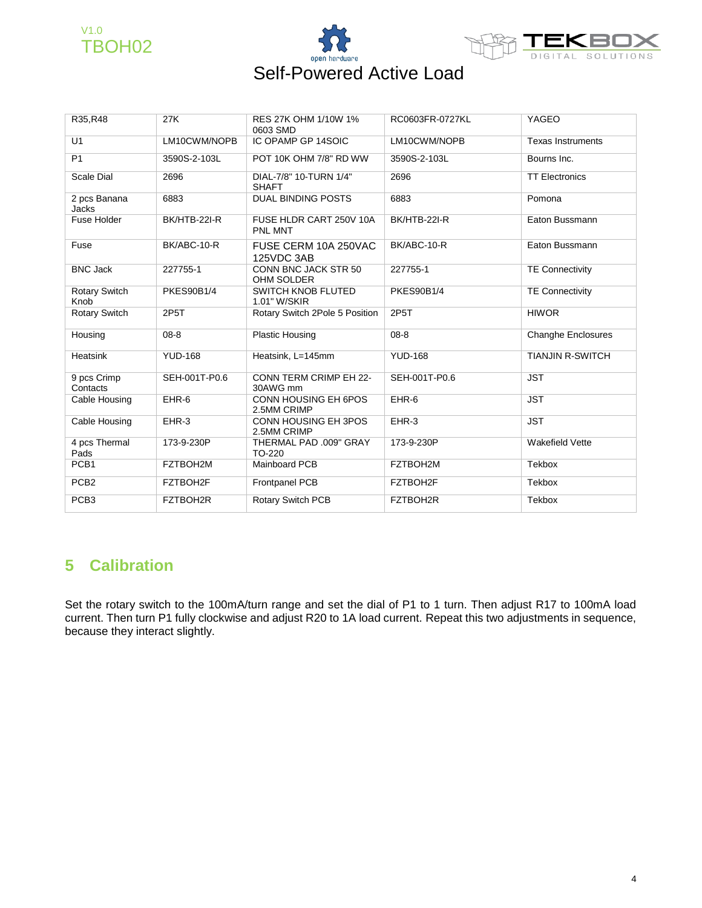| | | | | |
|---|---|---|---|---|
| R35,R48 | 27K | RES 27K OHM 1/10W 1% 0603 SMD | RC0603FR-0727KL | YAGEO |
| U1 | LM10CWM/NOPB | IC OPAMP GP 14SOIC | LM10CWM/NOPB | Texas Instruments |
| P1 | 3590S-2-103L | POT 10K OHM 7/8" RD WW | 3590S-2-103L | Bourns Inc. |
| Scale Dial | 2696 | DIAL-7/8" 10-TURN 1/4" SHAFT | 2696 | TT Electronics |
| 2 pcs Banana Jacks | 6883 | DUAL BINDING POSTS | 6883 | Pomona |
| Fuse Holder | BK/HTB-22I-R | FUSE HLDR CART 250V 10A PNL MNT | BK/HTB-22I-R | Eaton Bussmann |
| Fuse | BK/ABC-10-R | FUSE CERM 10A 250VAC 125VDC 3AB | BK/ABC-10-R | Eaton Bussmann |
| BNC Jack | 227755-1 | CONN BNC JACK STR 50 OHM SOLDER | 227755-1 | TE Connectivity |
| Rotary Switch Knob | PKES90B1/4 | SWITCH KNOB FLUTED 1.01" W/SKIR | PKES90B1/4 | TE Connectivity |
| Rotary Switch | 2P5T | Rotary Switch 2Pole 5 Position | 2P5T | HIWOR |
| Housing | 08-8 | Plastic Housing | 08-8 | Changhe Enclosures |
| Heatsink | YUD-168 | Heatsink, L=145mm | YUD-168 | TIANJIN R-SWITCH |
| 9 pcs Crimp Contacts | SEH-001T-P0.6 | CONN TERM CRIMP EH 22-30AWG mm | SEH-001T-P0.6 | JST |
| Cable Housing | EHR-6 | CONN HOUSING EH 6POS 2.5MM CRIMP | EHR-6 | JST |
| Cable Housing | EHR-3 | CONN HOUSING EH 3POS 2.5MM CRIMP | EHR-3 | JST |
| 4 pcs Thermal Pads | 173-9-230P | THERMAL PAD .009" GRAY TO-220 | 173-9-230P | Wakefield Vette |
| PCB1 | FZTBOH2M | Mainboard PCB | FZTBOH2M | Tekbox |
| PCB2 | FZTBOH2F | Frontpanel PCB | FZTBOH2F | Tekbox |
| PCB3 | FZTBOH2R | Rotary Switch PCB | FZTBOH2R | Tekbox |

## 5 Calibration

Set the rotary switch to the 100mA/turn range and set the dial of P1 to 1 turn. Then adjust R17 to 100mA load current. Then turn P1 fully clockwise and adjust R20 to 1A load current. Repeat this two adjustments in sequence, because they interact slightly.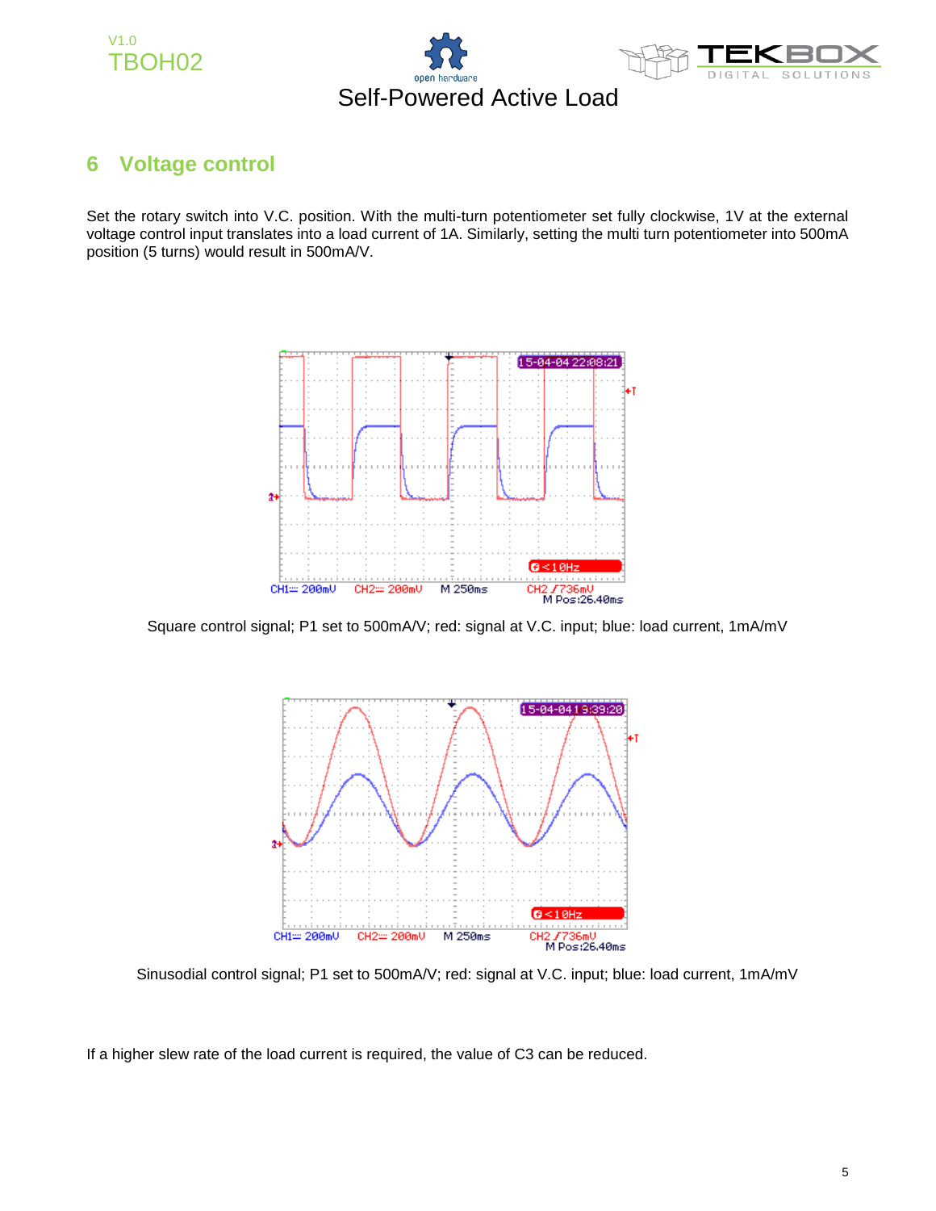## 6 Voltage control

Set the rotary switch into V.C. position. With the multi-turn potentiometer set fully clockwise, 1V at the external voltage control input translates into a load current of 1A. Similarly, setting the multi turn potentiometer into 500mA position (5 turns) would result in 500mA/V.

15-04-04 22:08:21
T
2
<10Hz
CH1 200mV
CH2 200mV
M 250ms
CH2 736mV
M Pos:26.40ms

Square control signal; P1 set to 500mA/V; red: signal at V.C. input; blue: load current, 1mA/mV

15-04-04 19:39:20
T
2
<10Hz
CH1 200mV
CH2 200mV
M 250ms
CH2 736mV
M Pos:26.40ms

Sinusodial control signal; P1 set to 500mA/V; red: signal at V.C. input; blue: load current, 1mA/mV

If a higher slew rate of the load current is required, the value of C3 can be reduced.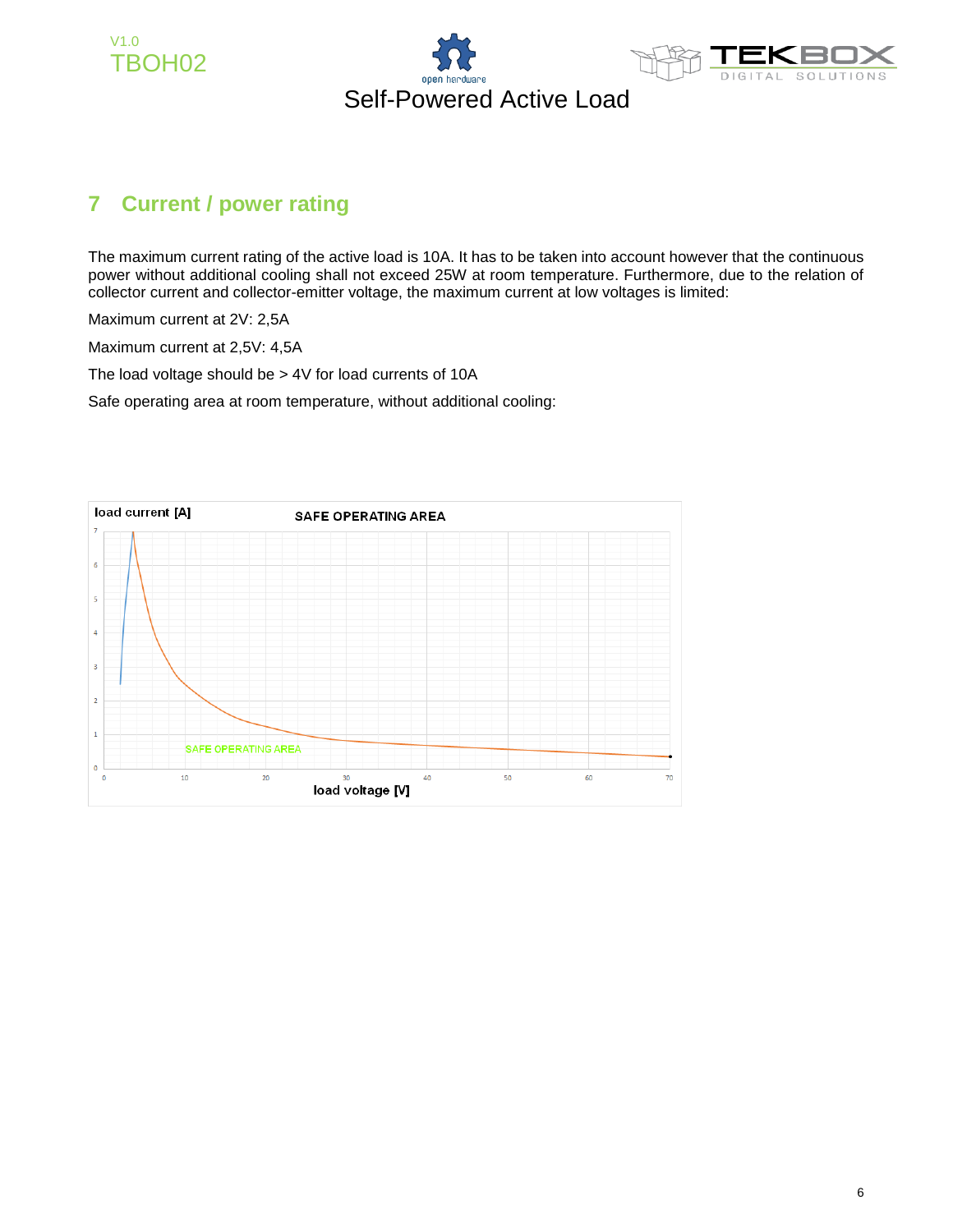## 7 Current / power rating

The maximum current rating of the active load is 10A. It has to be taken into account however that the continuous power without additional cooling shall not exceed 25W at room temperature. Furthermore, due to the relation of collector current and collector-emitter voltage, the maximum current at low voltages is limited:

Maximum current at 2V: 2,5A

Maximum current at 2,5V: 4,5A

The load voltage should be > 4V for load currents of 10A

Safe operating area at room temperature, without additional cooling:

load current [A]

SAFE OPERATING AREA

7
6
5
4
3
2
1
0

SAFE OPERATING AREA

0 10 20 30 40 50 60 70

load voltage [V]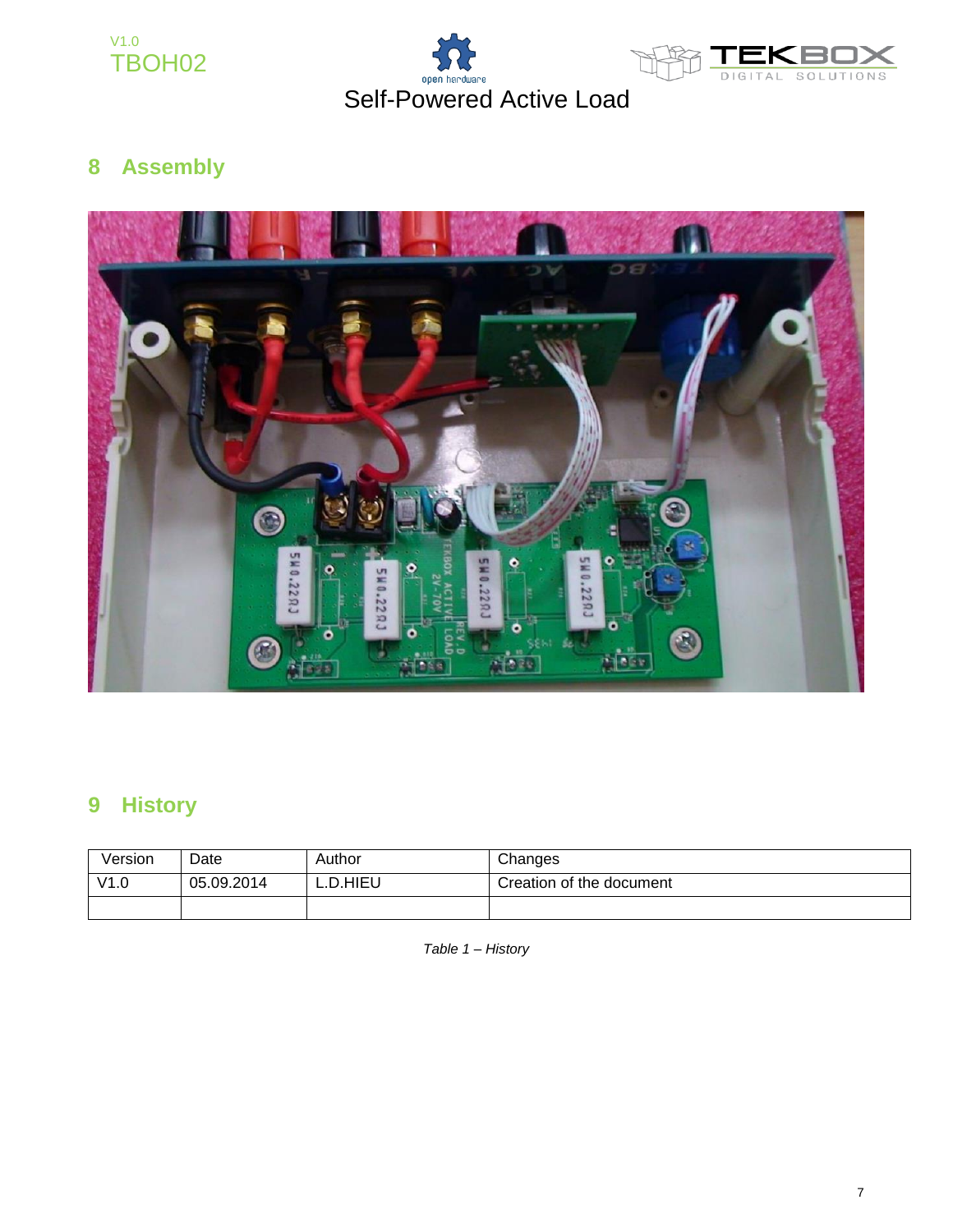## 8 Assembly

## 9 History

| Version | Date | Author | Changes |
|---|---|---|---|
| V1.0 | 05.09.2014 | L.D.HIEU | Creation of the document |
| | | | |

*Table 1 – History*